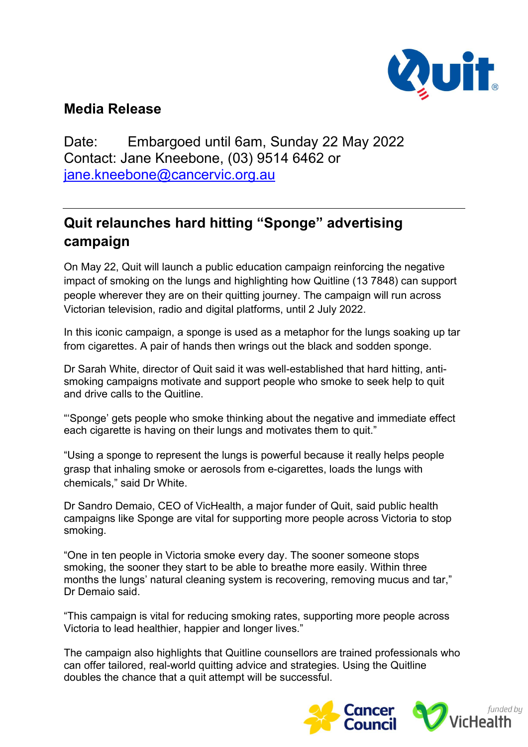## Media Release

Date: Embargoed until 6am, Sunday 22 May 2022
Contact: Jane Kneebone, (03) 9514 6462 or [jane.kneebone@cancervic.org.au](mailto:jane.kneebone@cancervic.org.au)

---

# Quit relaunches hard hitting "Sponge" advertising campaign

On May 22, Quit will launch a public education campaign reinforcing the negative impact of smoking on the lungs and highlighting how Quitline (13 7848) can support people wherever they are on their quitting journey. The campaign will run across Victorian television, radio and digital platforms, until 2 July 2022.

In this iconic campaign, a sponge is used as a metaphor for the lungs soaking up tar from cigarettes. A pair of hands then wrings out the black and sodden sponge.

Dr Sarah White, director of Quit said it was well-established that hard hitting, anti-smoking campaigns motivate and support people who smoke to seek help to quit and drive calls to the Quitline.

"'Sponge' gets people who smoke thinking about the negative and immediate effect each cigarette is having on their lungs and motivates them to quit."

"Using a sponge to represent the lungs is powerful because it really helps people grasp that inhaling smoke or aerosols from e-cigarettes, loads the lungs with chemicals," said Dr White.

Dr Sandro Demaio, CEO of VicHealth, a major funder of Quit, said public health campaigns like Sponge are vital for supporting more people across Victoria to stop smoking.

"One in ten people in Victoria smoke every day. The sooner someone stops smoking, the sooner they start to be able to breathe more easily. Within three months the lungs' natural cleaning system is recovering, removing mucus and tar," Dr Demaio said.

"This campaign is vital for reducing smoking rates, supporting more people across Victoria to lead healthier, happier and longer lives."

The campaign also highlights that Quitline counsellors are trained professionals who can offer tailored, real-world quitting advice and strategies. Using the Quitline doubles the chance that a quit attempt will be successful.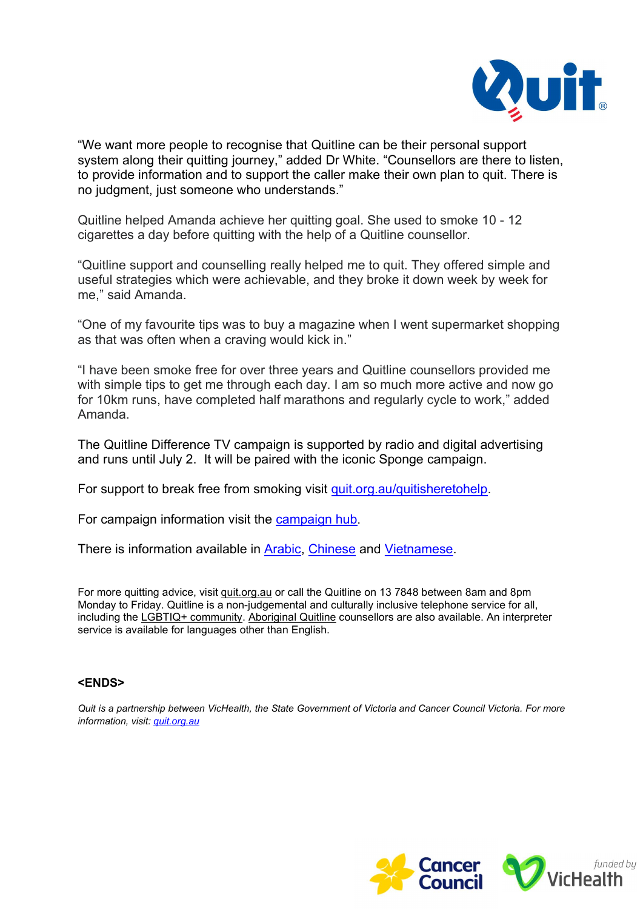"We want more people to recognise that Quitline can be their personal support system along their quitting journey," added Dr White. "Counsellors are there to listen, to provide information and to support the caller make their own plan to quit. There is no judgment, just someone who understands."

Quitline helped Amanda achieve her quitting goal. She used to smoke 10 - 12 cigarettes a day before quitting with the help of a Quitline counsellor.

"Quitline support and counselling really helped me to quit. They offered simple and useful strategies which were achievable, and they broke it down week by week for me," said Amanda.

"One of my favourite tips was to buy a magazine when I went supermarket shopping as that was often when a craving would kick in."

"I have been smoke free for over three years and Quitline counsellors provided me with simple tips to get me through each day. I am so much more active and now go for 10km runs, have completed half marathons and regularly cycle to work," added Amanda.

The Quitline Difference TV campaign is supported by radio and digital advertising and runs until July 2. It will be paired with the iconic Sponge campaign.

For support to break free from smoking visit quit.org.au/quitisheretohelp.

For campaign information visit the campaign hub.

There is information available in Arabic, Chinese and Vietnamese.

For more quitting advice, visit quit.org.au or call the Quitline on 13 7848 between 8am and 8pm Monday to Friday. Quitline is a non-judgemental and culturally inclusive telephone service for all, including the LGBTIQ+ community. Aboriginal Quitline counsellors are also available. An interpreter service is available for languages other than English.

**<ENDS>**

*Quit is a partnership between VicHealth, the State Government of Victoria and Cancer Council Victoria. For more information, visit: quit.org.au*